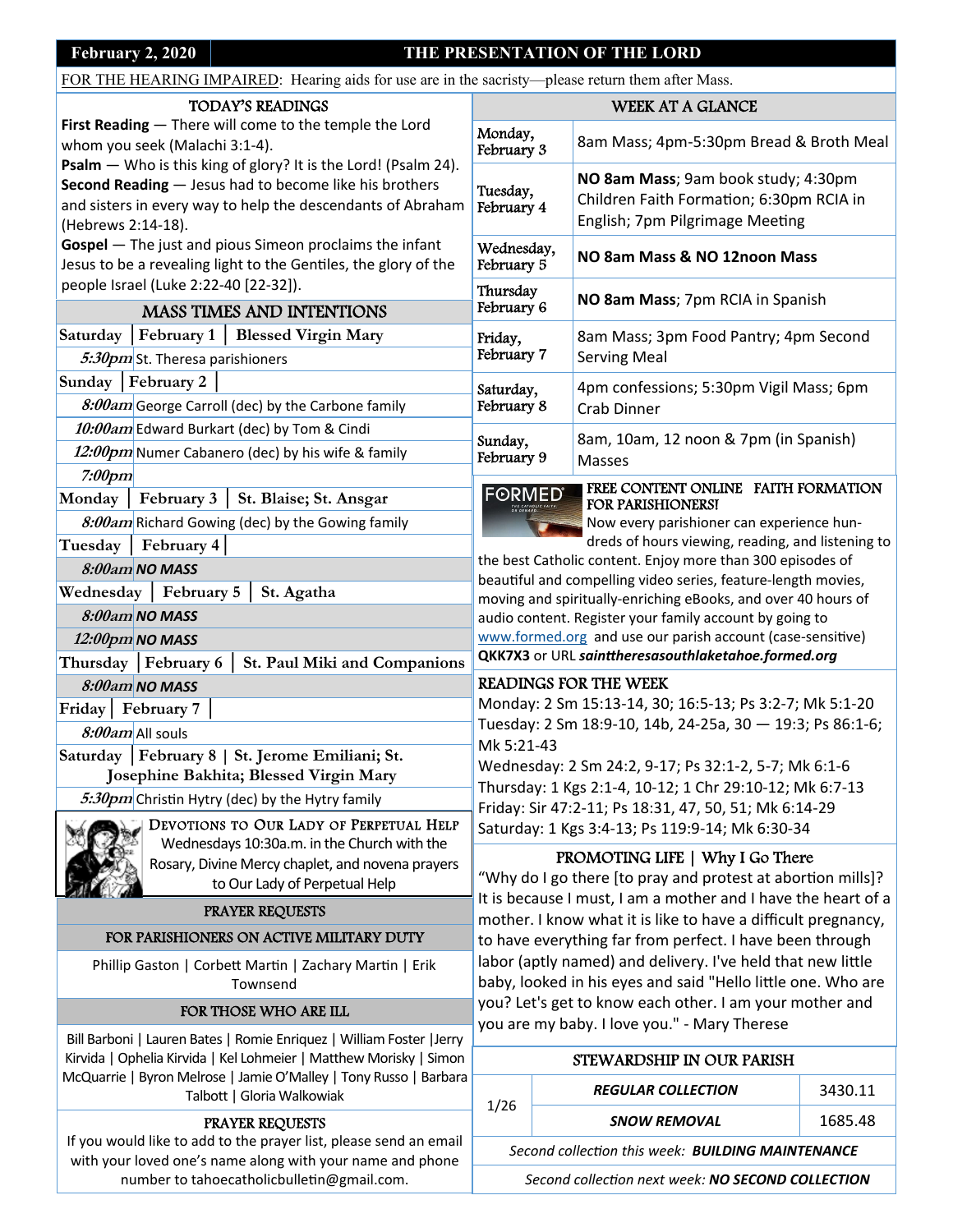**February 2, 2020** | **THE PRESENTATION OF THE LORD**

FOR THE HEARING IMPAIRED: Hearing aids for use are in the sacristy—please return them after Mass.

## TODAY'S READINGS

**First Reading** — There will come to the temple the Lord whom you seek (Malachi 3:1-4).
**Psalm** — Who is this king of glory? It is the Lord! (Psalm 24).
**Second Reading** — Jesus had to become like his brothers and sisters in every way to help the descendants of Abraham (Hebrews 2:14-18).
**Gospel** — The just and pious Simeon proclaims the infant Jesus to be a revealing light to the Gentiles, the glory of the people Israel (Luke 2:22-40 [22-32]).

## MASS TIMES AND INTENTIONS

**Saturday | February 1 | Blessed Virgin Mary**
*5:30pm* St. Theresa parishioners

**Sunday | February 2 |**
*8:00am* George Carroll (dec) by the Carbone family
*10:00am* Edward Burkart (dec) by Tom & Cindi
*12:00pm* Numer Cabanero (dec) by his wife & family
*7:00pm*

**Monday | February 3 | St. Blaise; St. Ansgar**
*8:00am* Richard Gowing (dec) by the Gowing family

**Tuesday | February 4 |**
*8:00am* ***NO MASS***

**Wednesday | February 5 | St. Agatha**
*8:00am* ***NO MASS***
*12:00pm* ***NO MASS***

**Thursday | February 6 | St. Paul Miki and Companions**
*8:00am* ***NO MASS***

**Friday | February 7 |**
*8:00am* All souls

**Saturday | February 8 | St. Jerome Emiliani; St. Josephine Bakhita; Blessed Virgin Mary**
*5:30pm* Christin Hytry (dec) by the Hytry family

### Devotions to Our Lady of Perpetual Help

Wednesdays 10:30a.m. in the Church with the Rosary, Divine Mercy chaplet, and novena prayers to Our Lady of Perpetual Help

## PRAYER REQUESTS

### FOR PARISHIONERS ON ACTIVE MILITARY DUTY

Phillip Gaston | Corbett Martin | Zachary Martin | Erik Townsend

### FOR THOSE WHO ARE ILL

Bill Barboni | Lauren Bates | Romie Enriquez | William Foster | Jerry Kirvida | Ophelia Kirvida | Kel Lohmeier | Matthew Morisky | Simon McQuarrie | Byron Melrose | Jamie O'Malley | Tony Russo | Barbara Talbott | Gloria Walkowiak

### PRAYER REQUESTS

If you would like to add to the prayer list, please send an email with your loved one's name along with your name and phone number to tahoecatholicbulletin@gmail.com.

## WEEK AT A GLANCE

| Day | Events |
|---|---|
| Monday, February 3 | 8am Mass; 4pm-5:30pm Bread & Broth Meal |
| Tuesday, February 4 | **NO 8am Mass**; 9am book study; 4:30pm Children Faith Formation; 6:30pm RCIA in English; 7pm Pilgrimage Meeting |
| Wednesday, February 5 | **NO 8am Mass & NO 12noon Mass** |
| Thursday February 6 | **NO 8am Mass**; 7pm RCIA in Spanish |
| Friday, February 7 | 8am Mass; 3pm Food Pantry; 4pm Second Serving Meal |
| Saturday, February 8 | 4pm confessions; 5:30pm Vigil Mass; 6pm Crab Dinner |
| Sunday, February 9 | 8am, 10am, 12 noon & 7pm (in Spanish) Masses |

### FREE CONTENT ONLINE FAITH FORMATION FOR PARISHIONERS!

Now every parishioner can experience hundreds of hours viewing, reading, and listening to the best Catholic content. Enjoy more than 300 episodes of beautiful and compelling video series, feature-length movies, moving and spiritually-enriching eBooks, and over 40 hours of audio content. Register your family account by going to www.formed.org and use our parish account (case-sensitive) **QKK7X3** or URL ***sainttheresasouthlaketahoe.formed.org***

## READINGS FOR THE WEEK

Monday: 2 Sm 15:13-14, 30; 16:5-13; Ps 3:2-7; Mk 5:1-20
Tuesday: 2 Sm 18:9-10, 14b, 24-25a, 30 — 19:3; Ps 86:1-6; Mk 5:21-43
Wednesday: 2 Sm 24:2, 9-17; Ps 32:1-2, 5-7; Mk 6:1-6
Thursday: 1 Kgs 2:1-4, 10-12; 1 Chr 29:10-12; Mk 6:7-13
Friday: Sir 47:2-11; Ps 18:31, 47, 50, 51; Mk 6:14-29
Saturday: 1 Kgs 3:4-13; Ps 119:9-14; Mk 6:30-34

## PROMOTING LIFE | Why I Go There

"Why do I go there [to pray and protest at abortion mills]? It is because I must, I am a mother and I have the heart of a mother. I know what it is like to have a difficult pregnancy, to have everything far from perfect. I have been through labor (aptly named) and delivery. I've held that new little baby, looked in his eyes and said "Hello little one. Who are you? Let's get to know each other. I am your mother and you are my baby. I love you." - Mary Therese

## STEWARDSHIP IN OUR PARISH

| Date | Collection | Amount |
|---|---|---|
| 1/26 | ***REGULAR COLLECTION*** | 3430.11 |
| | ***SNOW REMOVAL*** | 1685.48 |

*Second collection this week:* ***BUILDING MAINTENANCE***

*Second collection next week:* ***NO SECOND COLLECTION***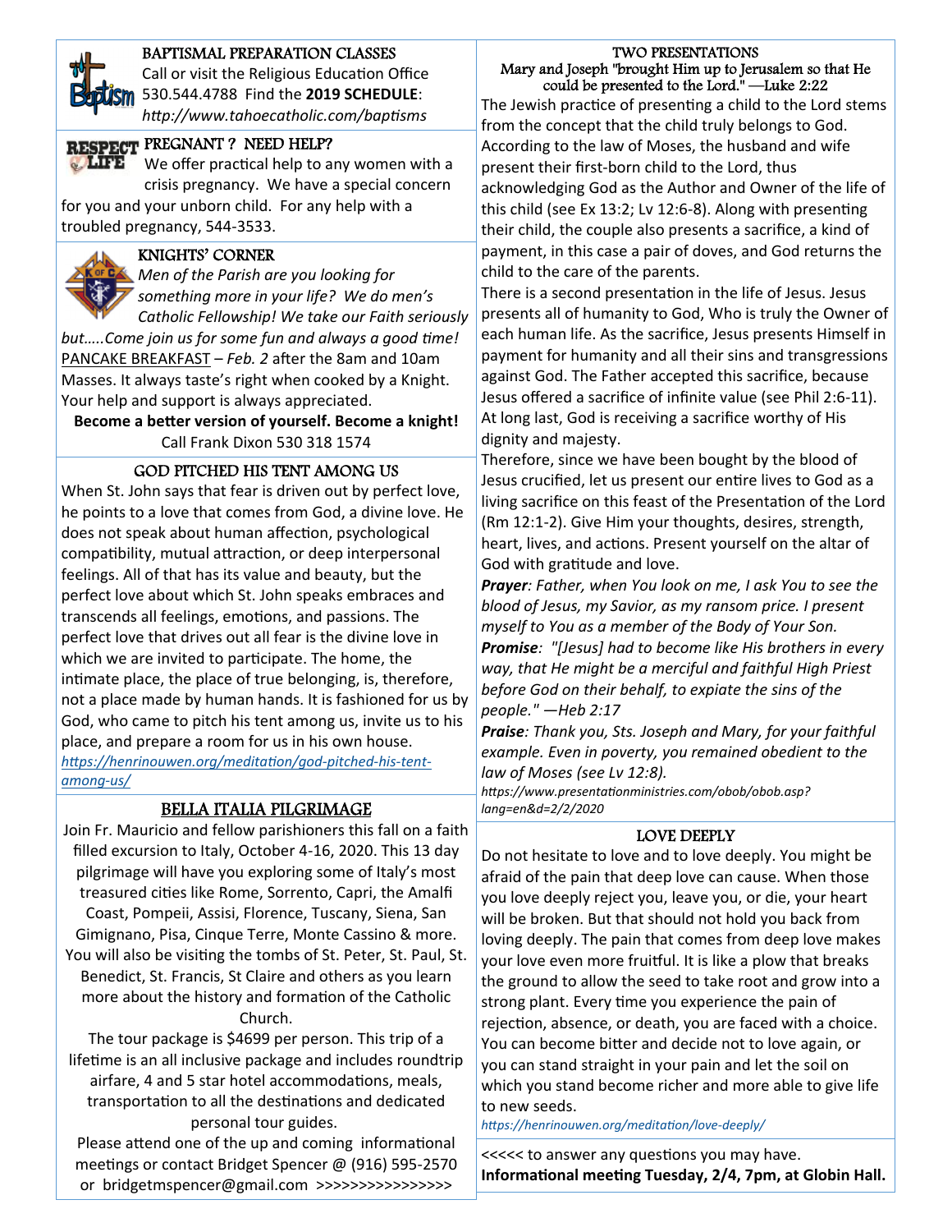## BAPTISMAL PREPARATION CLASSES

Call or visit the Religious Education Office 530.544.4788 Find the **2019 SCHEDULE**: *http://www.tahoecatholic.com/baptisms*

## PREGNANT ? NEED HELP?

We offer practical help to any women with a crisis pregnancy. We have a special concern for you and your unborn child. For any help with a troubled pregnancy, 544-3533.

## KNIGHTS' CORNER

*Men of the Parish are you looking for something more in your life? We do men's Catholic Fellowship! We take our Faith seriously but.....Come join us for some fun and always a good time!*

PANCAKE BREAKFAST – *Feb. 2* after the 8am and 10am Masses. It always taste's right when cooked by a Knight. Your help and support is always appreciated.

**Become a better version of yourself. Become a knight!**

Call Frank Dixon 530 318 1574

## GOD PITCHED HIS TENT AMONG US

When St. John says that fear is driven out by perfect love, he points to a love that comes from God, a divine love. He does not speak about human affection, psychological compatibility, mutual attraction, or deep interpersonal feelings. All of that has its value and beauty, but the perfect love about which St. John speaks embraces and transcends all feelings, emotions, and passions. The perfect love that drives out all fear is the divine love in which we are invited to participate. The home, the intimate place, the place of true belonging, is, therefore, not a place made by human hands. It is fashioned for us by God, who came to pitch his tent among us, invite us to his place, and prepare a room for us in his own house.

*https://henrinouwen.org/meditation/god-pitched-his-tent-among-us/*

## BELLA ITALIA PILGRIMAGE

Join Fr. Mauricio and fellow parishioners this fall on a faith filled excursion to Italy, October 4-16, 2020. This 13 day pilgrimage will have you exploring some of Italy's most treasured cities like Rome, Sorrento, Capri, the Amalfi Coast, Pompeii, Assisi, Florence, Tuscany, Siena, San Gimignano, Pisa, Cinque Terre, Monte Cassino & more. You will also be visiting the tombs of St. Peter, St. Paul, St. Benedict, St. Francis, St Claire and others as you learn more about the history and formation of the Catholic Church.

The tour package is $4699 per person. This trip of a lifetime is an all inclusive package and includes roundtrip airfare, 4 and 5 star hotel accommodations, meals, transportation to all the destinations and dedicated personal tour guides.

Please attend one of the up and coming informational meetings or contact Bridget Spencer @ (916) 595-2570 or bridgetmspencer@gmail.com >>>>>>>>>>>>>>>>

<<<<< to answer any questions you may have.

**Informational meeting Tuesday, 2/4, 7pm, at Globin Hall.**

## TWO PRESENTATIONS

Mary and Joseph "brought Him up to Jerusalem so that He could be presented to the Lord." —Luke 2:22

The Jewish practice of presenting a child to the Lord stems from the concept that the child truly belongs to God. According to the law of Moses, the husband and wife present their first-born child to the Lord, thus acknowledging God as the Author and Owner of the life of this child (see Ex 13:2; Lv 12:6-8). Along with presenting their child, the couple also presents a sacrifice, a kind of payment, in this case a pair of doves, and God returns the child to the care of the parents.

There is a second presentation in the life of Jesus. Jesus presents all of humanity to God, Who is truly the Owner of each human life. As the sacrifice, Jesus presents Himself in payment for humanity and all their sins and transgressions against God. The Father accepted this sacrifice, because Jesus offered a sacrifice of infinite value (see Phil 2:6-11). At long last, God is receiving a sacrifice worthy of His dignity and majesty.

Therefore, since we have been bought by the blood of Jesus crucified, let us present our entire lives to God as a living sacrifice on this feast of the Presentation of the Lord (Rm 12:1-2). Give Him your thoughts, desires, strength, heart, lives, and actions. Present yourself on the altar of God with gratitude and love.

***Prayer****: Father, when You look on me, I ask You to see the blood of Jesus, my Savior, as my ransom price. I present myself to You as a member of the Body of Your Son.*

***Promise****: "[Jesus] had to become like His brothers in every way, that He might be a merciful and faithful High Priest before God on their behalf, to expiate the sins of the people." —Heb 2:17*

***Praise****: Thank you, Sts. Joseph and Mary, for your faithful example. Even in poverty, you remained obedient to the law of Moses (see Lv 12:8).*

*https://www.presentationministries.com/obob/obob.asp?lang=en&d=2/2/2020*

## LOVE DEEPLY

Do not hesitate to love and to love deeply. You might be afraid of the pain that deep love can cause. When those you love deeply reject you, leave you, or die, your heart will be broken. But that should not hold you back from loving deeply. The pain that comes from deep love makes your love even more fruitful. It is like a plow that breaks the ground to allow the seed to take root and grow into a strong plant. Every time you experience the pain of rejection, absence, or death, you are faced with a choice. You can become bitter and decide not to love again, or you can stand straight in your pain and let the soil on which you stand become richer and more able to give life to new seeds.

*https://henrinouwen.org/meditation/love-deeply/*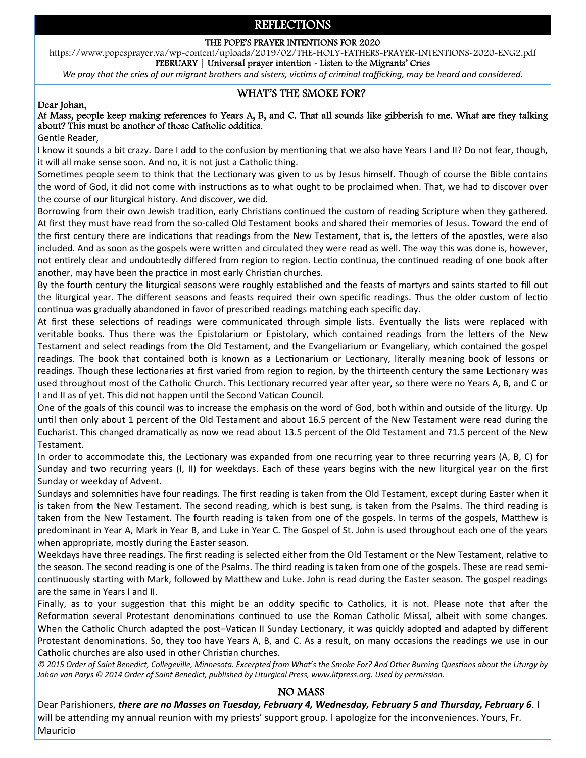# REFLECTIONS

**THE POPE'S PRAYER INTENTIONS FOR 2020**

https://www.popesprayer.va/wp-content/uploads/2019/02/THE-HOLY-FATHERS-PRAYER-INTENTIONS-2020-ENG2.pdf

**FEBRUARY | Universal prayer intention - Listen to the Migrants' Cries**

*We pray that the cries of our migrant brothers and sisters, victims of criminal trafficking, may be heard and considered.*

## WHAT'S THE SMOKE FOR?

**Dear Johan,**

**At Mass, people keep making references to Years A, B, and C. That all sounds like gibberish to me. What are they talking about? This must be another of those Catholic oddities.**

Gentle Reader,

I know it sounds a bit crazy. Dare I add to the confusion by mentioning that we also have Years I and II? Do not fear, though, it will all make sense soon. And no, it is not just a Catholic thing.

Sometimes people seem to think that the Lectionary was given to us by Jesus himself. Though of course the Bible contains the word of God, it did not come with instructions as to what ought to be proclaimed when. That, we had to discover over the course of our liturgical history. And discover, we did.

Borrowing from their own Jewish tradition, early Christians continued the custom of reading Scripture when they gathered. At first they must have read from the so-called Old Testament books and shared their memories of Jesus. Toward the end of the first century there are indications that readings from the New Testament, that is, the letters of the apostles, were also included. And as soon as the gospels were written and circulated they were read as well. The way this was done is, however, not entirely clear and undoubtedly differed from region to region. Lectio continua, the continued reading of one book after another, may have been the practice in most early Christian churches.

By the fourth century the liturgical seasons were roughly established and the feasts of martyrs and saints started to fill out the liturgical year. The different seasons and feasts required their own specific readings. Thus the older custom of lectio continua was gradually abandoned in favor of prescribed readings matching each specific day.

At first these selections of readings were communicated through simple lists. Eventually the lists were replaced with veritable books. Thus there was the Epistolarium or Epistolary, which contained readings from the letters of the New Testament and select readings from the Old Testament, and the Evangeliarium or Evangeliary, which contained the gospel readings. The book that contained both is known as a Lectionarium or Lectionary, literally meaning book of lessons or readings. Though these lectionaries at first varied from region to region, by the thirteenth century the same Lectionary was used throughout most of the Catholic Church. This Lectionary recurred year after year, so there were no Years A, B, and C or I and II as of yet. This did not happen until the Second Vatican Council.

One of the goals of this council was to increase the emphasis on the word of God, both within and outside of the liturgy. Up until then only about 1 percent of the Old Testament and about 16.5 percent of the New Testament were read during the Eucharist. This changed dramatically as now we read about 13.5 percent of the Old Testament and 71.5 percent of the New Testament.

In order to accommodate this, the Lectionary was expanded from one recurring year to three recurring years (A, B, C) for Sunday and two recurring years (I, II) for weekdays. Each of these years begins with the new liturgical year on the first Sunday or weekday of Advent.

Sundays and solemnities have four readings. The first reading is taken from the Old Testament, except during Easter when it is taken from the New Testament. The second reading, which is best sung, is taken from the Psalms. The third reading is taken from the New Testament. The fourth reading is taken from one of the gospels. In terms of the gospels, Matthew is predominant in Year A, Mark in Year B, and Luke in Year C. The Gospel of St. John is used throughout each one of the years when appropriate, mostly during the Easter season.

Weekdays have three readings. The first reading is selected either from the Old Testament or the New Testament, relative to the season. The second reading is one of the Psalms. The third reading is taken from one of the gospels. These are read semi-continuously starting with Mark, followed by Matthew and Luke. John is read during the Easter season. The gospel readings are the same in Years I and II.

Finally, as to your suggestion that this might be an oddity specific to Catholics, it is not. Please note that after the Reformation several Protestant denominations continued to use the Roman Catholic Missal, albeit with some changes. When the Catholic Church adapted the post–Vatican II Sunday Lectionary, it was quickly adopted and adapted by different Protestant denominations. So, they too have Years A, B, and C. As a result, on many occasions the readings we use in our Catholic churches are also used in other Christian churches.

*© 2015 Order of Saint Benedict, Collegeville, Minnesota. Excerpted from What's the Smoke For? And Other Burning Questions about the Liturgy by Johan van Parys © 2014 Order of Saint Benedict, published by Liturgical Press, www.litpress.org. Used by permission.*

## NO MASS

Dear Parishioners, ***there are no Masses on Tuesday, February 4, Wednesday, February 5 and Thursday, February 6***. I will be attending my annual reunion with my priests' support group. I apologize for the inconveniences. Yours, Fr. Mauricio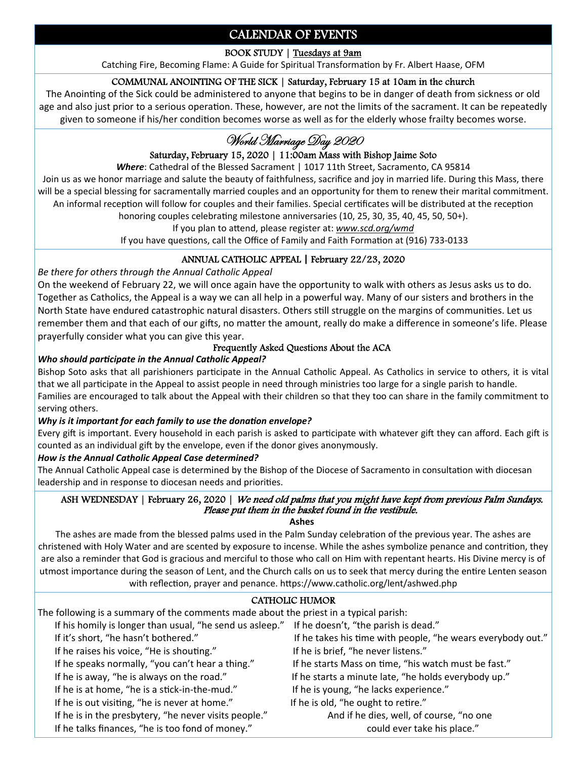# CALENDAR OF EVENTS

## BOOK STUDY | Tuesdays at 9am

Catching Fire, Becoming Flame: A Guide for Spiritual Transformation by Fr. Albert Haase, OFM

## COMMUNAL ANOINTING OF THE SICK | Saturday, February 15 at 10am in the church

The Anointing of the Sick could be administered to anyone that begins to be in danger of death from sickness or old age and also just prior to a serious operation. These, however, are not the limits of the sacrament. It can be repeatedly given to someone if his/her condition becomes worse as well as for the elderly whose frailty becomes worse.

## World Marriage Day 2020

**Saturday, February 15, 2020 | 11:00am Mass with Bishop Jaime Soto**

***Where***: Cathedral of the Blessed Sacrament | 1017 11th Street, Sacramento, CA 95814

Join us as we honor marriage and salute the beauty of faithfulness, sacrifice and joy in married life. During this Mass, there will be a special blessing for sacramentally married couples and an opportunity for them to renew their marital commitment. An informal reception will follow for couples and their families. Special certificates will be distributed at the reception honoring couples celebrating milestone anniversaries (10, 25, 30, 35, 40, 45, 50, 50+).

If you plan to attend, please register at: *www.scd.org/wmd*

If you have questions, call the Office of Family and Faith Formation at (916) 733-0133

## ANNUAL CATHOLIC APPEAL | February 22/23, 2020

*Be there for others through the Annual Catholic Appeal*

On the weekend of February 22, we will once again have the opportunity to walk with others as Jesus asks us to do. Together as Catholics, the Appeal is a way we can all help in a powerful way. Many of our sisters and brothers in the North State have endured catastrophic natural disasters. Others still struggle on the margins of communities. Let us remember them and that each of our gifts, no matter the amount, really do make a difference in someone's life. Please prayerfully consider what you can give this year.

### Frequently Asked Questions About the ACA

***Who should participate in the Annual Catholic Appeal?***

Bishop Soto asks that all parishioners participate in the Annual Catholic Appeal. As Catholics in service to others, it is vital that we all participate in the Appeal to assist people in need through ministries too large for a single parish to handle. Families are encouraged to talk about the Appeal with their children so that they too can share in the family commitment to serving others.

***Why is it important for each family to use the donation envelope?***

Every gift is important. Every household in each parish is asked to participate with whatever gift they can afford. Each gift is counted as an individual gift by the envelope, even if the donor gives anonymously.

***How is the Annual Catholic Appeal Case determined?***

The Annual Catholic Appeal case is determined by the Bishop of the Diocese of Sacramento in consultation with diocesan leadership and in response to diocesan needs and priorities.

## ASH WEDNESDAY | February 26, 2020 | *We need old palms that you might have kept from previous Palm Sundays. Please put them in the basket found in the vestibule.*

**Ashes**

The ashes are made from the blessed palms used in the Palm Sunday celebration of the previous year. The ashes are christened with Holy Water and are scented by exposure to incense. While the ashes symbolize penance and contrition, they are also a reminder that God is gracious and merciful to those who call on Him with repentant hearts. His Divine mercy is of utmost importance during the season of Lent, and the Church calls on us to seek that mercy during the entire Lenten season with reflection, prayer and penance. https://www.catholic.org/lent/ashwed.php

## CATHOLIC HUMOR

The following is a summary of the comments made about the priest in a typical parish:

If his homily is longer than usual, "he send us asleep."
If it's short, "he hasn't bothered."
If he raises his voice, "He is shouting."
If he speaks normally, "you can't hear a thing."
If he is away, "he is always on the road."
If he is at home, "he is a stick-in-the-mud."
If he is out visiting, "he is never at home."
If he is in the presbytery, "he never visits people."
If he talks finances, "he is too fond of money."
If he doesn't, "the parish is dead."
If he takes his time with people, "he wears everybody out."
If he is brief, "he never listens."
If he starts Mass on time, "his watch must be fast."
If he starts a minute late, "he holds everybody up."
If he is young, "he lacks experience."
If he is old, "he ought to retire."
And if he dies, well, of course, "no one could ever take his place."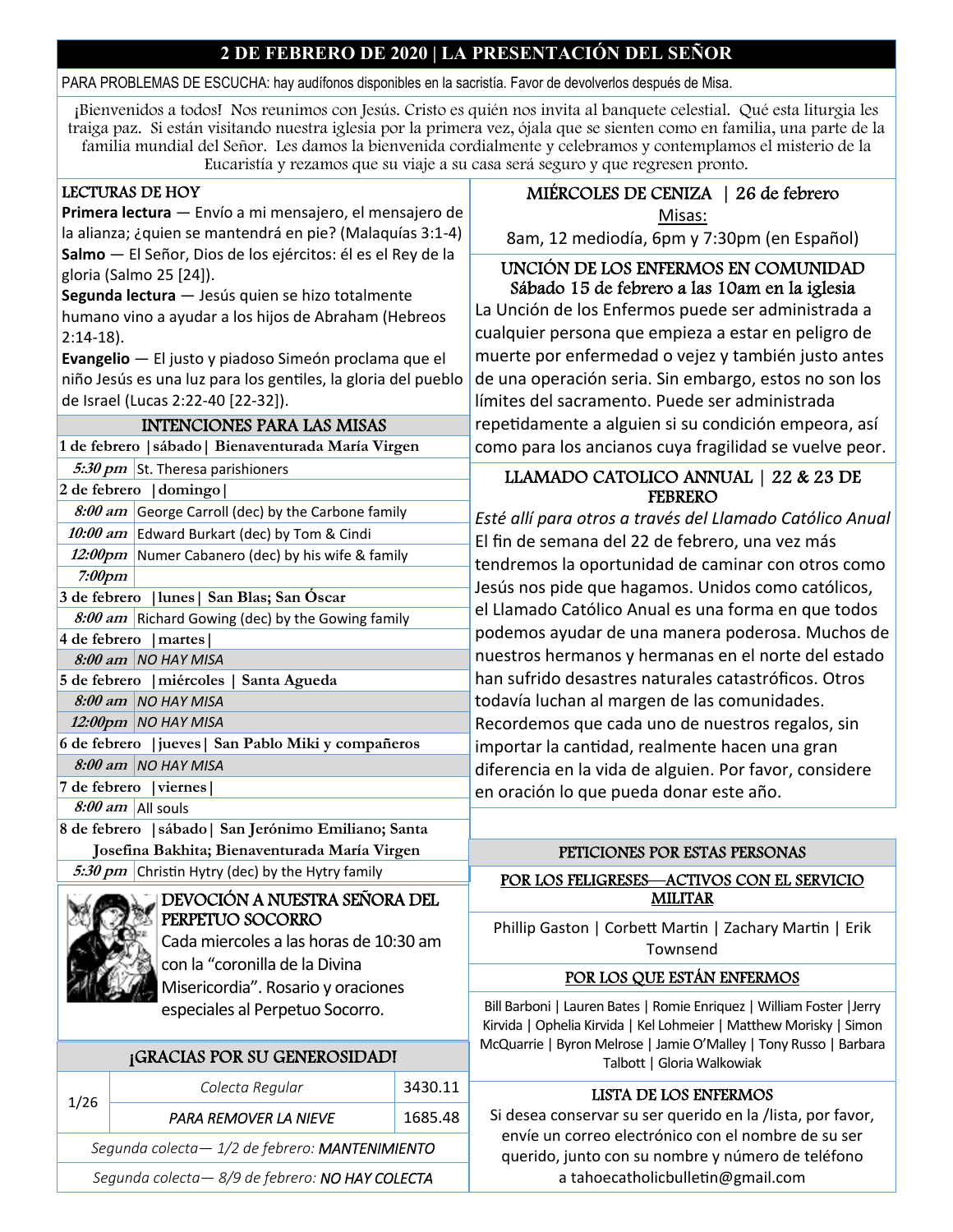# 2 DE FEBRERO DE 2020 | LA PRESENTACIÓN DEL SEÑOR

PARA PROBLEMAS DE ESCUCHA: hay audífonos disponibles en la sacristía. Favor de devolverlos después de Misa.

¡Bienvenidos a todos! Nos reunimos con Jesús. Cristo es quién nos invita al banquete celestial. Qué esta liturgia les traiga paz. Si están visitando nuestra iglesia por la primera vez, ójala que se sienten como en familia, una parte de la familia mundial del Señor. Les damos la bienvenida cordialmente y celebramos y contemplamos el misterio de la Eucaristía y rezamos que su viaje a su casa será seguro y que regresen pronto.

## LECTURAS DE HOY

**Primera lectura** — Envío a mi mensajero, el mensajero de la alianza; ¿quien se mantendrá en pie? (Malaquías 3:1-4)

**Salmo** — El Señor, Dios de los ejércitos: él es el Rey de la gloria (Salmo 25 [24]).

**Segunda lectura** — Jesús quien se hizo totalmente humano vino a ayudar a los hijos de Abraham (Hebreos 2:14-18).

**Evangelio** — El justo y piadoso Simeón proclama que el niño Jesús es una luz para los gentiles, la gloria del pueblo de Israel (Lucas 2:22-40 [22-32]).

## INTENCIONES PARA LAS MISAS

| | |
|---|---|
| **1 de febrero \|sábado\| Bienaventurada María Virgen** | |
| *5:30 pm* | St. Theresa parishioners |
| **2 de febrero \|domingo\|** | |
| *8:00 am* | George Carroll (dec) by the Carbone family |
| *10:00 am* | Edward Burkart (dec) by Tom & Cindi |
| *12:00pm* | Numer Cabanero (dec) by his wife & family |
| *7:00pm* | |
| **3 de febrero \|lunes\| San Blas; San Óscar** | |
| *8:00 am* | Richard Gowing (dec) by the Gowing family |
| **4 de febrero \|martes\|** | |
| *8:00 am* | NO HAY MISA |
| **5 de febrero \|miércoles \| Santa Agueda** | |
| *8:00 am* | NO HAY MISA |
| *12:00pm* | NO HAY MISA |
| **6 de febrero \|jueves\| San Pablo Miki y compañeros** | |
| *8:00 am* | NO HAY MISA |
| **7 de febrero \|viernes\|** | |
| *8:00 am* | All souls |
| **8 de febrero \|sábado\| San Jerónimo Emiliano; Santa Josefina Bakhita; Bienaventurada María Virgen** | |
| *5:30 pm* | Christin Hytry (dec) by the Hytry family |

## DEVOCIÓN A NUESTRA SEÑORA DEL PERPETUO SOCORRO

Cada miercoles a las horas de 10:30 am con la "coronilla de la Divina Misericordia". Rosario y oraciones especiales al Perpetuo Socorro.

## ¡GRACIAS POR SU GENEROSIDAD!

| | | |
|---|---|---|
| 1/26 | *Colecta Regular* | 3430.11 |
| | *PARA REMOVER LA NIEVE* | 1685.48 |
| *Segunda colecta— 1/2 de febrero:* ***MANTENIMIENTO*** | | |
| *Segunda colecta— 8/9 de febrero:* ***NO HAY COLECTA*** | | |

## MIÉRCOLES DE CENIZA | 26 de febrero

Misas:

8am, 12 mediodía, 6pm y 7:30pm (en Español)

## UNCIÓN DE LOS ENFERMOS EN COMUNIDAD
### Sábado 15 de febrero a las 10am en la iglesia

La Unción de los Enfermos puede ser administrada a cualquier persona que empieza a estar en peligro de muerte por enfermedad o vejez y también justo antes de una operación seria. Sin embargo, estos no son los límites del sacramento. Puede ser administrada repetidamente a alguien si su condición empeora, así como para los ancianos cuya fragilidad se vuelve peor.

## LLAMADO CATOLICO ANNUAL | 22 & 23 DE FEBRERO

*Esté allí para otros a través del Llamado Católico Anual*

El fin de semana del 22 de febrero, una vez más tendremos la oportunidad de caminar con otros como Jesús nos pide que hagamos. Unidos como católicos, el Llamado Católico Anual es una forma en que todos podemos ayudar de una manera poderosa. Muchos de nuestros hermanos y hermanas en el norte del estado han sufrido desastres naturales catastróficos. Otros todavía luchan al margen de las comunidades. Recordemos que cada uno de nuestros regalos, sin importar la cantidad, realmente hacen una gran diferencia en la vida de alguien. Por favor, considere en oración lo que pueda donar este año.

## PETICIONES POR ESTAS PERSONAS

### POR LOS FELIGRESES—ACTIVOS CON EL SERVICIO MILITAR

Phillip Gaston | Corbett Martin | Zachary Martin | Erik Townsend

### POR LOS QUE ESTÁN ENFERMOS

Bill Barboni | Lauren Bates | Romie Enriquez | William Foster |Jerry Kirvida | Ophelia Kirvida | Kel Lohmeier | Matthew Morisky | Simon McQuarrie | Byron Melrose | Jamie O'Malley | Tony Russo | Barbara Talbott | Gloria Walkowiak

### LISTA DE LOS ENFERMOS

Si desea conservar su ser querido en la /lista, por favor, envíe un correo electrónico con el nombre de su ser querido, junto con su nombre y número de teléfono a tahoecatholicbulletin@gmail.com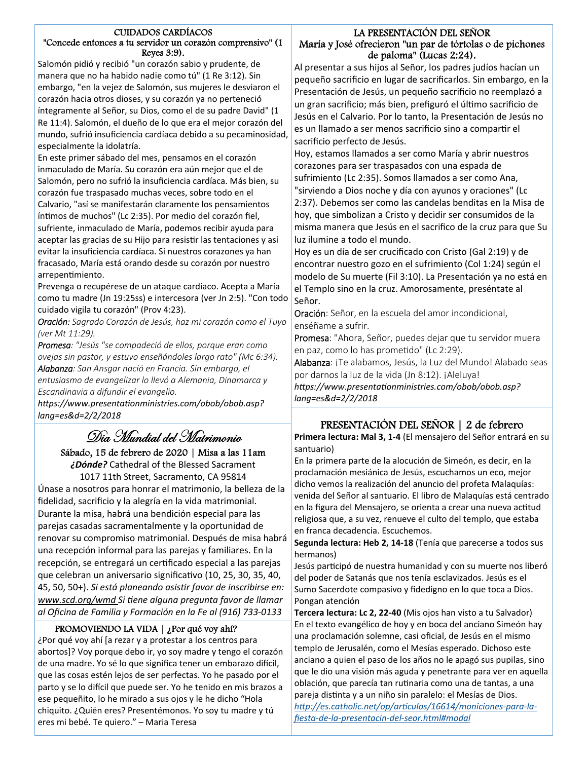## CUIDADOS CARDÍACOS

"Concede entonces a tu servidor un corazón comprensivo" (1 Reyes 3:9).

Salomón pidió y recibió "un corazón sabio y prudente, de manera que no ha habido nadie como tú" (1 Re 3:12). Sin embargo, "en la vejez de Salomón, sus mujeres le desviaron el corazón hacia otros dioses, y su corazón ya no perteneció íntegramente al Señor, su Dios, como el de su padre David" (1 Re 11:4). Salomón, el dueño de lo que era el mejor corazón del mundo, sufrió insuficiencia cardíaca debido a su pecaminosidad, especialmente la idolatría.

En este primer sábado del mes, pensamos en el corazón inmaculado de María. Su corazón era aún mejor que el de Salomón, pero no sufrió la insuficiencia cardíaca. Más bien, su corazón fue traspasado muchas veces, sobre todo en el Calvario, "así se manifestarán claramente los pensamientos íntimos de muchos" (Lc 2:35). Por medio del corazón fiel, sufriente, inmaculado de María, podemos recibir ayuda para aceptar las gracias de su Hijo para resistir las tentaciones y así evitar la insuficiencia cardíaca. Si nuestros corazones ya han fracasado, María está orando desde su corazón por nuestro arrepentimiento.

Prevenga o recupérese de un ataque cardíaco. Acepta a María como tu madre (Jn 19:25ss) e intercesora (ver Jn 2:5). "Con todo cuidado vigila tu corazón" (Prov 4:23).

***Oración:*** *Sagrado Corazón de Jesús, haz mi corazón como el Tuyo (ver Mt 11:29).*

***Promesa****: "Jesús "se compadeció de ellos, porque eran como ovejas sin pastor, y estuvo enseñándoles largo rato" (Mc 6:34).*

***Alabanza****: San Ansgar nació en Francia. Sin embargo, el entusiasmo de evangelizar lo llevó a Alemania, Dinamarca y Escandinavia a difundir el evangelio.*

*https://www.presentationministries.com/obob/obob.asp?lang=es&d=2/2/2018*

## Día Mundial del Matrimonio

**Sábado, 15 de febrero de 2020 | Misa a las 11am**

***¿Dónde?*** Cathedral of the Blessed Sacrament
1017 11th Street, Sacramento, CA 95814

Únase a nosotros para honrar el matrimonio, la belleza de la fidelidad, sacrificio y la alegría en la vida matrimonial. Durante la misa, habrá una bendición especial para las parejas casadas sacramentalmente y la oportunidad de renovar su compromiso matrimonial. Después de misa habrá una recepción informal para las parejas y familiares. En la recepción, se entregará un certificado especial a las parejas que celebran un aniversario significativo (10, 25, 30, 35, 40, 45, 50, 50+). *Si está planeando asistir favor de inscribirse en: www.scd.org/wmd Si tiene alguna pregunta favor de llamar al Oficina de Familia y Formación en la Fe al (916) 733-0133*

## PROMOVIENDO LA VIDA | ¿Por qué voy ahí?

¿Por qué voy ahí [a rezar y a protestar a los centros para abortos]? Voy porque debo ir, yo soy madre y tengo el corazón de una madre. Yo sé lo que significa tener un embarazo difícil, que las cosas estén lejos de ser perfectas. Yo he pasado por el parto y se lo difícil que puede ser. Yo he tenido en mis brazos a ese pequeñito, lo he mirado a sus ojos y le he dicho "Hola chiquito. ¿Quién eres? Presentémonos. Yo soy tu madre y tú eres mi bebé. Te quiero." – Maria Teresa

## LA PRESENTACIÓN DEL SEÑOR

María y José ofrecieron "un par de tórtolas o de pichones de paloma" (Lucas 2:24).

Al presentar a sus hijos al Señor, los padres judíos hacían un pequeño sacrificio en lugar de sacrificarlos. Sin embargo, en la Presentación de Jesús, un pequeño sacrificio no reemplazó a un gran sacrificio; más bien, prefiguró el último sacrificio de Jesús en el Calvario. Por lo tanto, la Presentación de Jesús no es un llamado a ser menos sacrificio sino a compartir el sacrificio perfecto de Jesús.

Hoy, estamos llamados a ser como María y abrir nuestros corazones para ser traspasados con una espada de sufrimiento (Lc 2:35). Somos llamados a ser como Ana, "sirviendo a Dios noche y día con ayunos y oraciones" (Lc 2:37). Debemos ser como las candelas benditas en la Misa de hoy, que simbolizan a Cristo y decidir ser consumidos de la misma manera que Jesús en el sacrifico de la cruz para que Su luz ilumine a todo el mundo.

Hoy es un día de ser crucificado con Cristo (Gal 2:19) y de encontrar nuestro gozo en el sufrimiento (Col 1:24) según el modelo de Su muerte (Fil 3:10). La Presentación ya no está en el Templo sino en la cruz. Amorosamente, preséntate al Señor.

Oración: Señor, en la escuela del amor incondicional, enséñame a sufrir.

Promesa: "Ahora, Señor, puedes dejar que tu servidor muera en paz, como lo has prometido" (Lc 2:29).

Alabanza: ¡Te alabamos, Jesús, la Luz del Mundo! Alabado seas por darnos la luz de la vida (Jn 8:12). ¡Aleluya!

*https://www.presentationministries.com/obob/obob.asp?lang=es&d=2/2/2018*

## PRESENTACIÓN DEL SEÑOR | 2 de febrero

**Primera lectura: Mal 3, 1-4** (El mensajero del Señor entrará en su santuario)

En la primera parte de la alocución de Simeón, es decir, en la proclamación mesiánica de Jesús, escuchamos un eco, mejor dicho vemos la realización del anuncio del profeta Malaquías: venida del Señor al santuario. El libro de Malaquías está centrado en la figura del Mensajero, se orienta a crear una nueva actitud religiosa que, a su vez, renueve el culto del templo, que estaba en franca decadencia. Escuchemos.

**Segunda lectura: Heb 2, 14-18** (Tenía que parecerse a todos sus hermanos)

Jesús participó de nuestra humanidad y con su muerte nos liberó del poder de Satanás que nos tenía esclavizados. Jesús es el Sumo Sacerdote compasivo y fidedigno en lo que toca a Dios. Pongan atención

**Tercera lectura: Lc 2, 22-40** (Mis ojos han visto a tu Salvador)

En el texto evangélico de hoy y en boca del anciano Simeón hay una proclamación solemne, casi oficial, de Jesús en el mismo templo de Jerusalén, como el Mesías esperado. Dichoso este anciano a quien el paso de los años no le apagó sus pupilas, sino que le dio una visión más aguda y penetrante para ver en aquella oblación, que parecía tan rutinaria como una de tantas, a una pareja distinta y a un niño sin paralelo: el Mesías de Dios.

*http://es.catholic.net/op/articulos/16614/moniciones-para-la-fiesta-de-la-presentacin-del-seor.html#modal*